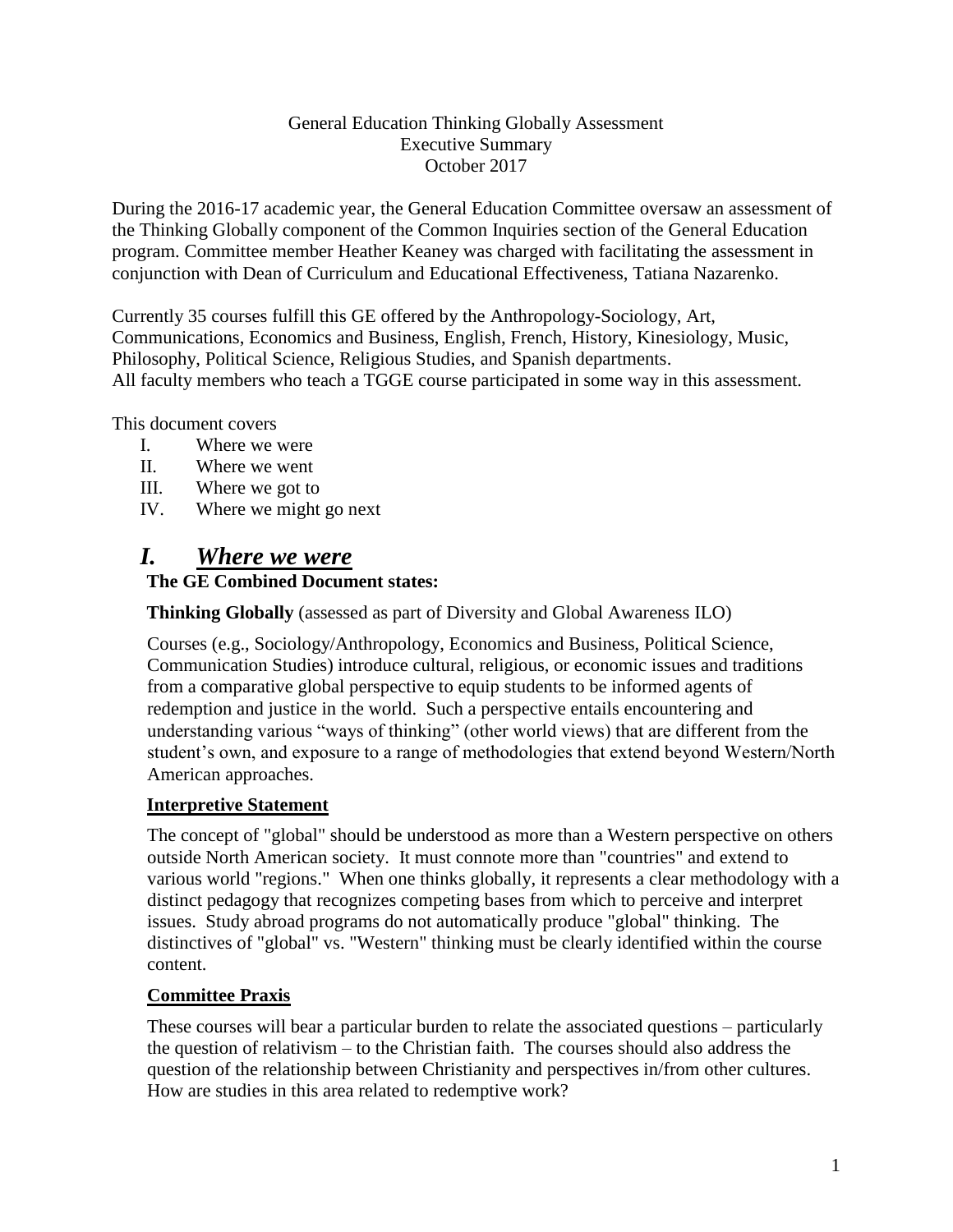# General Education Thinking Globally Assessment
## Executive Summary
### October 2017

During the 2016-17 academic year, the General Education Committee oversaw an assessment of the Thinking Globally component of the Common Inquiries section of the General Education program. Committee member Heather Keaney was charged with facilitating the assessment in conjunction with Dean of Curriculum and Educational Effectiveness, Tatiana Nazarenko.

Currently 35 courses fulfill this GE offered by the Anthropology-Sociology, Art, Communications, Economics and Business, English, French, History, Kinesiology, Music, Philosophy, Political Science, Religious Studies, and Spanish departments.
All faculty members who teach a TGGE course participated in some way in this assessment.

This document covers

I. Where we were
II. Where we went
III. Where we got to
IV. Where we might go next

## *I. Where we were*

**The GE Combined Document states:**

**Thinking Globally** (assessed as part of Diversity and Global Awareness ILO)

Courses (e.g., Sociology/Anthropology, Economics and Business, Political Science, Communication Studies) introduce cultural, religious, or economic issues and traditions from a comparative global perspective to equip students to be informed agents of redemption and justice in the world. Such a perspective entails encountering and understanding various "ways of thinking" (other world views) that are different from the student's own, and exposure to a range of methodologies that extend beyond Western/North American approaches.

**Interpretive Statement**

The concept of "global" should be understood as more than a Western perspective on others outside North American society. It must connote more than "countries" and extend to various world "regions." When one thinks globally, it represents a clear methodology with a distinct pedagogy that recognizes competing bases from which to perceive and interpret issues. Study abroad programs do not automatically produce "global" thinking. The distinctives of "global" vs. "Western" thinking must be clearly identified within the course content.

**Committee Praxis**

These courses will bear a particular burden to relate the associated questions – particularly the question of relativism – to the Christian faith. The courses should also address the question of the relationship between Christianity and perspectives in/from other cultures. How are studies in this area related to redemptive work?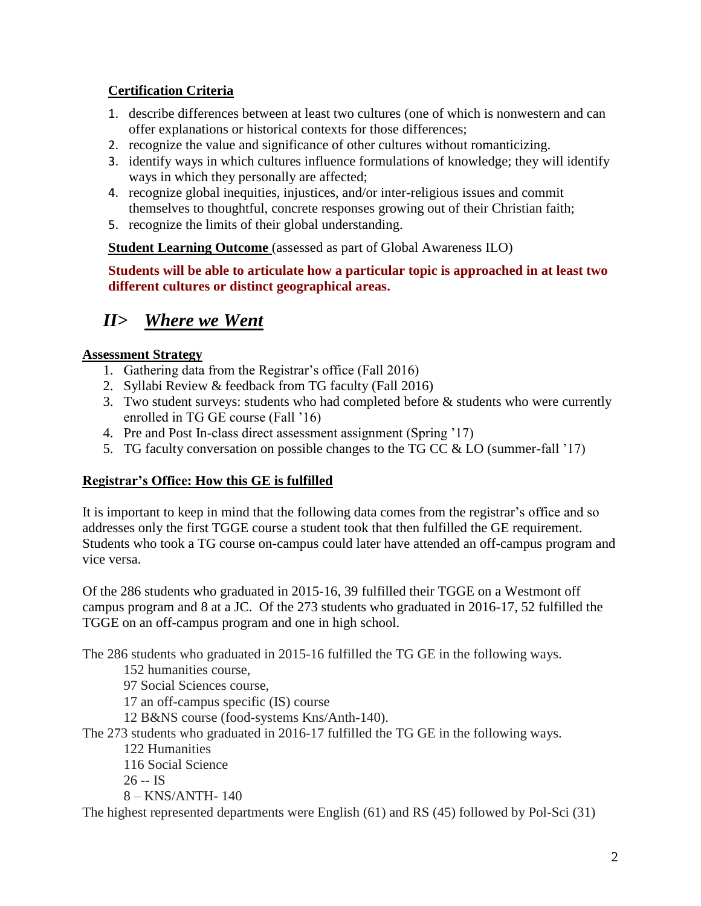**Certification Criteria**

1. describe differences between at least two cultures (one of which is nonwestern and can offer explanations or historical contexts for those differences;
2. recognize the value and significance of other cultures without romanticizing.
3. identify ways in which cultures influence formulations of knowledge; they will identify ways in which they personally are affected;
4. recognize global inequities, injustices, and/or inter-religious issues and commit themselves to thoughtful, concrete responses growing out of their Christian faith;
5. recognize the limits of their global understanding.

**Student Learning Outcome** (assessed as part of Global Awareness ILO)

**Students will be able to articulate how a particular topic is approached in at least two different cultures or distinct geographical areas.**

## *II> Where we Went*

**Assessment Strategy**

1. Gathering data from the Registrar's office (Fall 2016)
2. Syllabi Review & feedback from TG faculty (Fall 2016)
3. Two student surveys: students who had completed before & students who were currently enrolled in TG GE course (Fall '16)
4. Pre and Post In-class direct assessment assignment (Spring '17)
5. TG faculty conversation on possible changes to the TG CC & LO (summer-fall '17)

**Registrar's Office: How this GE is fulfilled**

It is important to keep in mind that the following data comes from the registrar's office and so addresses only the first TGGE course a student took that then fulfilled the GE requirement. Students who took a TG course on-campus could later have attended an off-campus program and vice versa.

Of the 286 students who graduated in 2015-16, 39 fulfilled their TGGE on a Westmont off campus program and 8 at a JC. Of the 273 students who graduated in 2016-17, 52 fulfilled the TGGE on an off-campus program and one in high school.

The 286 students who graduated in 2015-16 fulfilled the TG GE in the following ways.

- 152 humanities course,
- 97 Social Sciences course,
- 17 an off-campus specific (IS) course
- 12 B&NS course (food-systems Kns/Anth-140).

The 273 students who graduated in 2016-17 fulfilled the TG GE in the following ways.

- 122 Humanities
- 116 Social Science
- 26 -- IS
- 8 – KNS/ANTH- 140

The highest represented departments were English (61) and RS (45) followed by Pol-Sci (31)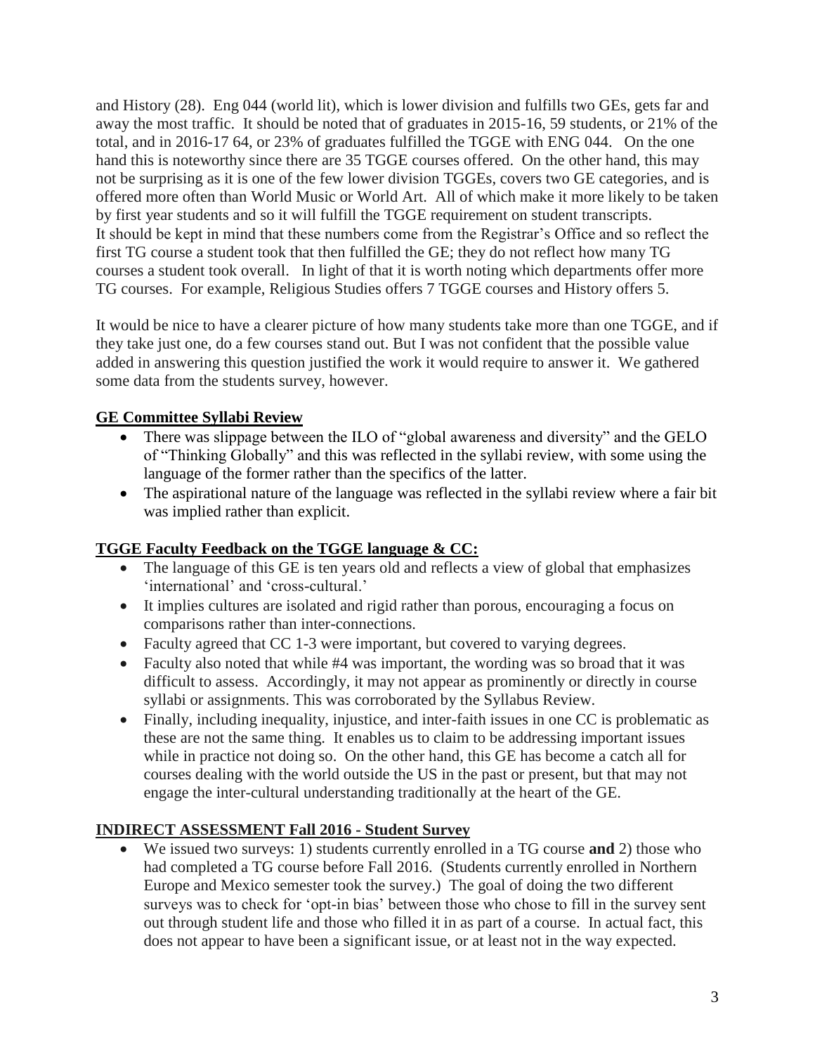and History (28). Eng 044 (world lit), which is lower division and fulfills two GEs, gets far and away the most traffic. It should be noted that of graduates in 2015-16, 59 students, or 21% of the total, and in 2016-17 64, or 23% of graduates fulfilled the TGGE with ENG 044. On the one hand this is noteworthy since there are 35 TGGE courses offered. On the other hand, this may not be surprising as it is one of the few lower division TGGEs, covers two GE categories, and is offered more often than World Music or World Art. All of which make it more likely to be taken by first year students and so it will fulfill the TGGE requirement on student transcripts. It should be kept in mind that these numbers come from the Registrar's Office and so reflect the first TG course a student took that then fulfilled the GE; they do not reflect how many TG courses a student took overall. In light of that it is worth noting which departments offer more TG courses. For example, Religious Studies offers 7 TGGE courses and History offers 5.

It would be nice to have a clearer picture of how many students take more than one TGGE, and if they take just one, do a few courses stand out. But I was not confident that the possible value added in answering this question justified the work it would require to answer it. We gathered some data from the students survey, however.

**GE Committee Syllabi Review**

- There was slippage between the ILO of "global awareness and diversity" and the GELO of "Thinking Globally" and this was reflected in the syllabi review, with some using the language of the former rather than the specifics of the latter.
- The aspirational nature of the language was reflected in the syllabi review where a fair bit was implied rather than explicit.

**TGGE Faculty Feedback on the TGGE language & CC:**

- The language of this GE is ten years old and reflects a view of global that emphasizes 'international' and 'cross-cultural.'
- It implies cultures are isolated and rigid rather than porous, encouraging a focus on comparisons rather than inter-connections.
- Faculty agreed that CC 1-3 were important, but covered to varying degrees.
- Faculty also noted that while #4 was important, the wording was so broad that it was difficult to assess. Accordingly, it may not appear as prominently or directly in course syllabi or assignments. This was corroborated by the Syllabus Review.
- Finally, including inequality, injustice, and inter-faith issues in one CC is problematic as these are not the same thing. It enables us to claim to be addressing important issues while in practice not doing so. On the other hand, this GE has become a catch all for courses dealing with the world outside the US in the past or present, but that may not engage the inter-cultural understanding traditionally at the heart of the GE.

**INDIRECT ASSESSMENT Fall 2016 - Student Survey**

- We issued two surveys: 1) students currently enrolled in a TG course **and** 2) those who had completed a TG course before Fall 2016. (Students currently enrolled in Northern Europe and Mexico semester took the survey.) The goal of doing the two different surveys was to check for 'opt-in bias' between those who chose to fill in the survey sent out through student life and those who filled it in as part of a course. In actual fact, this does not appear to have been a significant issue, or at least not in the way expected.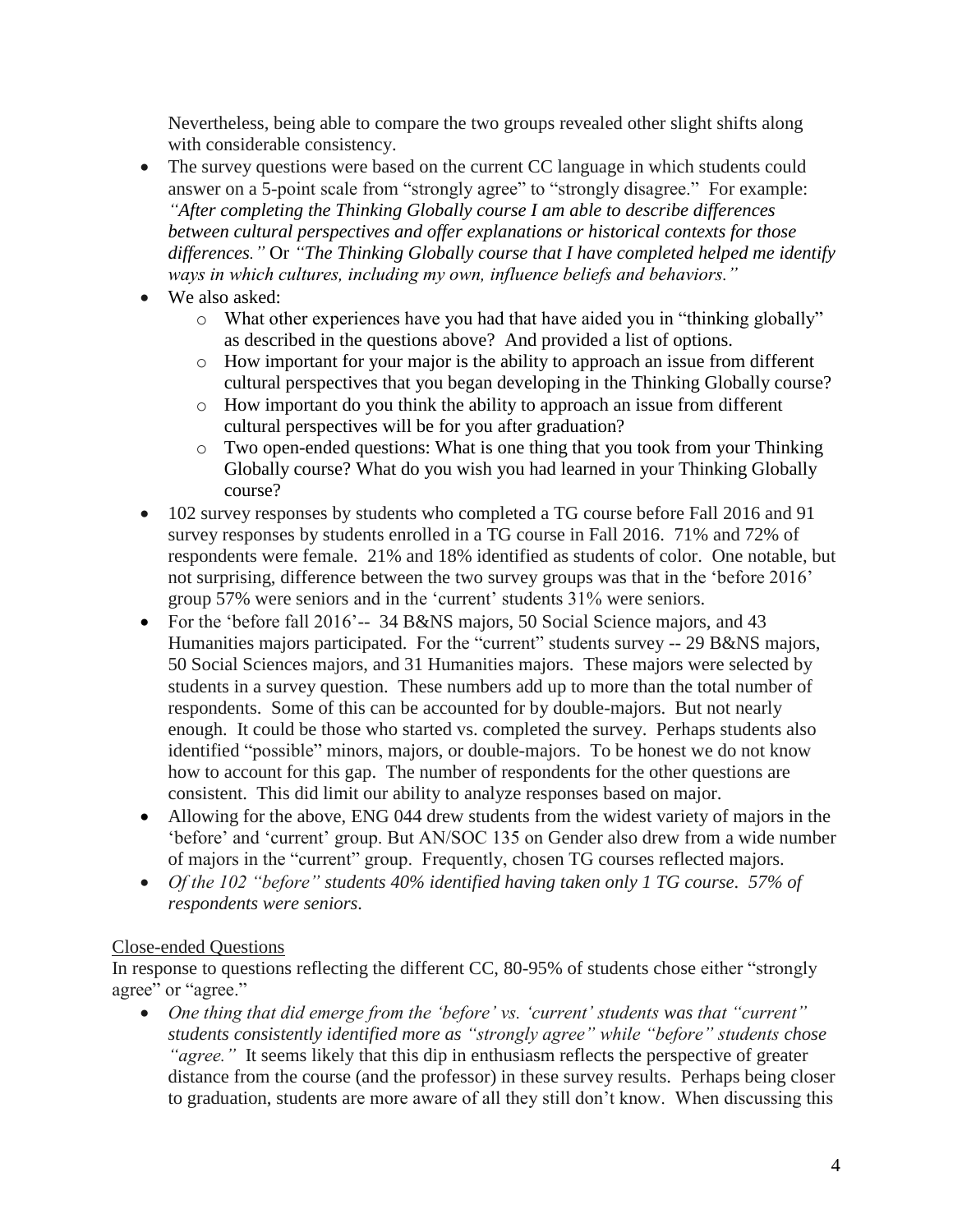Nevertheless, being able to compare the two groups revealed other slight shifts along with considerable consistency.

- The survey questions were based on the current CC language in which students could answer on a 5-point scale from "strongly agree" to "strongly disagree." For example: ***"After completing the Thinking Globally course I am able to describe differences between cultural perspectives and offer explanations or historical contexts for those differences."*** Or ***"The Thinking Globally course that I have completed helped me identify ways in which cultures, including my own, influence beliefs and behaviors."***
- We also asked:
  - What other experiences have you had that have aided you in "thinking globally" as described in the questions above? And provided a list of options.
  - How important for your major is the ability to approach an issue from different cultural perspectives that you began developing in the Thinking Globally course?
  - How important do you think the ability to approach an issue from different cultural perspectives will be for you after graduation?
  - Two open-ended questions: What is one thing that you took from your Thinking Globally course? What do you wish you had learned in your Thinking Globally course?
- 102 survey responses by students who completed a TG course before Fall 2016 and 91 survey responses by students enrolled in a TG course in Fall 2016. 71% and 72% of respondents were female. 21% and 18% identified as students of color. One notable, but not surprising, difference between the two survey groups was that in the 'before 2016' group 57% were seniors and in the 'current' students 31% were seniors.
- For the 'before fall 2016'-- 34 B&NS majors, 50 Social Science majors, and 43 Humanities majors participated. For the "current" students survey -- 29 B&NS majors, 50 Social Sciences majors, and 31 Humanities majors. These majors were selected by students in a survey question. These numbers add up to more than the total number of respondents. Some of this can be accounted for by double-majors. But not nearly enough. It could be those who started vs. completed the survey. Perhaps students also identified "possible" minors, majors, or double-majors. To be honest we do not know how to account for this gap. The number of respondents for the other questions are consistent. This did limit our ability to analyze responses based on major.
- Allowing for the above, ENG 044 drew students from the widest variety of majors in the 'before' and 'current' group. But AN/SOC 135 on Gender also drew from a wide number of majors in the "current" group. Frequently, chosen TG courses reflected majors.
- *Of the 102 "before" students 40% identified having taken only 1 TG course. 57% of respondents were seniors.*

Close-ended Questions

In response to questions reflecting the different CC, 80-95% of students chose either "strongly agree" or "agree."

- *One thing that did emerge from the 'before' vs. 'current' students was that "current" students consistently identified more as "strongly agree" while "before" students chose "agree."* It seems likely that this dip in enthusiasm reflects the perspective of greater distance from the course (and the professor) in these survey results. Perhaps being closer to graduation, students are more aware of all they still don't know. When discussing this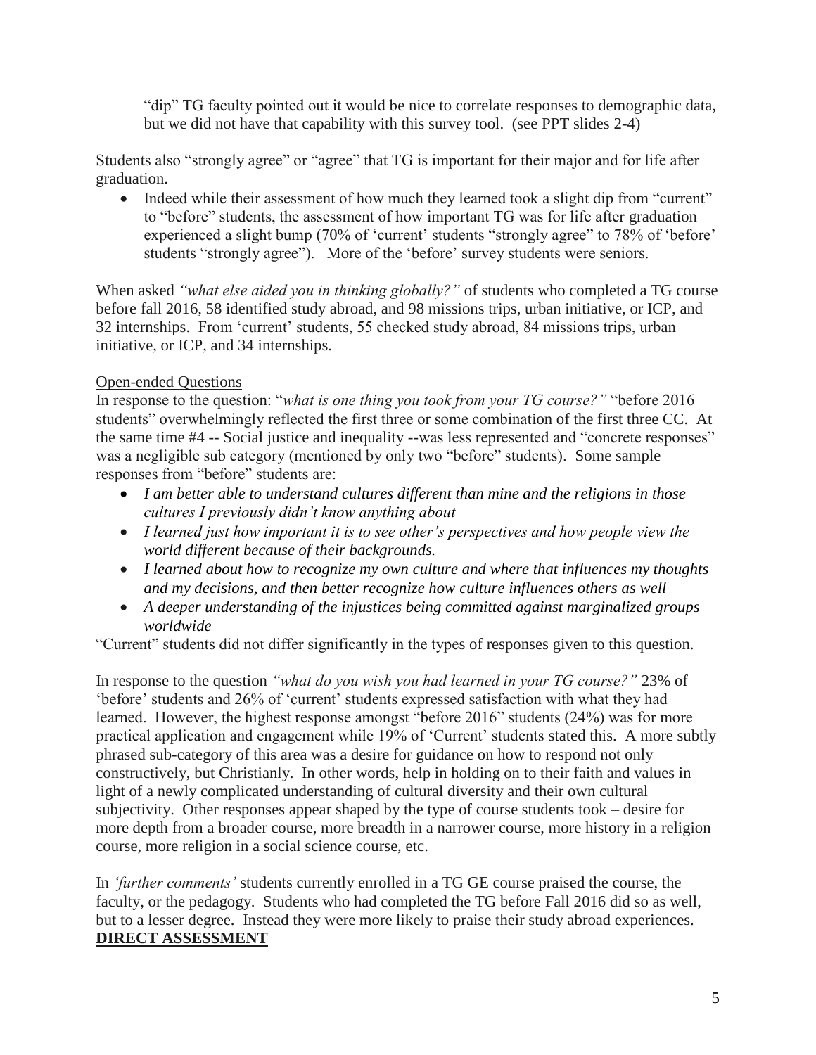"dip" TG faculty pointed out it would be nice to correlate responses to demographic data, but we did not have that capability with this survey tool. (see PPT slides 2-4)

Students also "strongly agree" or "agree" that TG is important for their major and for life after graduation.

- Indeed while their assessment of how much they learned took a slight dip from "current" to "before" students, the assessment of how important TG was for life after graduation experienced a slight bump (70% of 'current' students "strongly agree" to 78% of 'before' students "strongly agree"). More of the 'before' survey students were seniors.

When asked *"what else aided you in thinking globally?"* of students who completed a TG course before fall 2016, 58 identified study abroad, and 98 missions trips, urban initiative, or ICP, and 32 internships. From 'current' students, 55 checked study abroad, 84 missions trips, urban initiative, or ICP, and 34 internships.

Open-ended Questions

In response to the question: "*what is one thing you took from your TG course?"* "before 2016 students" overwhelmingly reflected the first three or some combination of the first three CC. At the same time #4 -- Social justice and inequality --was less represented and "concrete responses" was a negligible sub category (mentioned by only two "before" students). Some sample responses from "before" students are:

- *I am better able to understand cultures different than mine and the religions in those cultures I previously didn't know anything about*
- *I learned just how important it is to see other's perspectives and how people view the world different because of their backgrounds.*
- *I learned about how to recognize my own culture and where that influences my thoughts and my decisions, and then better recognize how culture influences others as well*
- *A deeper understanding of the injustices being committed against marginalized groups worldwide*

"Current" students did not differ significantly in the types of responses given to this question.

In response to the question *"what do you wish you had learned in your TG course?"* 23% of 'before' students and 26% of 'current' students expressed satisfaction with what they had learned. However, the highest response amongst "before 2016" students (24%) was for more practical application and engagement while 19% of 'Current' students stated this. A more subtly phrased sub-category of this area was a desire for guidance on how to respond not only constructively, but Christianly. In other words, help in holding on to their faith and values in light of a newly complicated understanding of cultural diversity and their own cultural subjectivity. Other responses appear shaped by the type of course students took – desire for more depth from a broader course, more breadth in a narrower course, more history in a religion course, more religion in a social science course, etc.

In *'further comments'* students currently enrolled in a TG GE course praised the course, the faculty, or the pedagogy. Students who had completed the TG before Fall 2016 did so as well, but to a lesser degree. Instead they were more likely to praise their study abroad experiences.

## DIRECT ASSESSMENT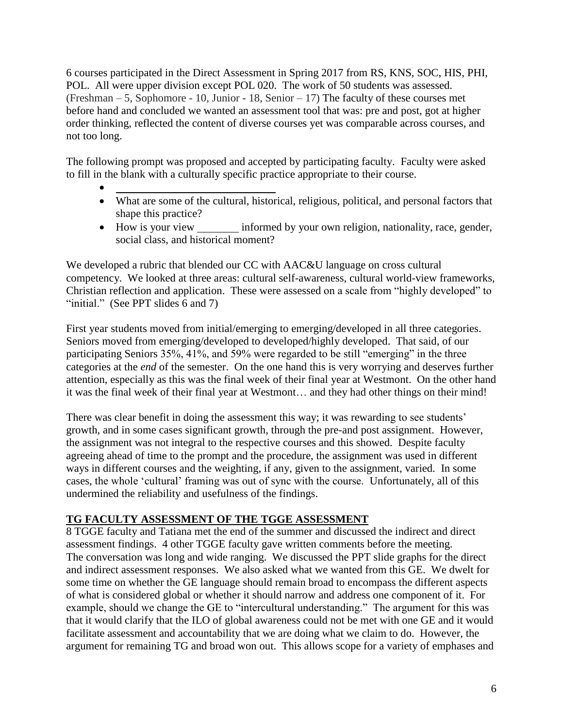6 courses participated in the Direct Assessment in Spring 2017 from RS, KNS, SOC, HIS, PHI, POL. All were upper division except POL 020. The work of 50 students was assessed. (Freshman – 5, Sophomore - 10, Junior - 18, Senior – 17) The faculty of these courses met before hand and concluded we wanted an assessment tool that was: pre and post, got at higher order thinking, reflected the content of diverse courses yet was comparable across courses, and not too long.

The following prompt was proposed and accepted by participating faculty. Faculty were asked to fill in the blank with a culturally specific practice appropriate to their course.

- \_\_\_\_\_\_\_\_\_\_\_\_\_\_\_\_\_\_\_\_\_\_\_\_\_\_\_\_\_\_
- What are some of the cultural, historical, religious, political, and personal factors that shape this practice?
- How is your view \_\_\_\_\_\_\_\_ informed by your own religion, nationality, race, gender, social class, and historical moment?

We developed a rubric that blended our CC with AAC&U language on cross cultural competency. We looked at three areas: cultural self-awareness, cultural world-view frameworks, Christian reflection and application. These were assessed on a scale from "highly developed" to "initial." (See PPT slides 6 and 7)

First year students moved from initial/emerging to emerging/developed in all three categories. Seniors moved from emerging/developed to developed/highly developed. That said, of our participating Seniors 35%, 41%, and 59% were regarded to be still "emerging" in the three categories at the *end* of the semester. On the one hand this is very worrying and deserves further attention, especially as this was the final week of their final year at Westmont. On the other hand it was the final week of their final year at Westmont… and they had other things on their mind!

There was clear benefit in doing the assessment this way; it was rewarding to see students' growth, and in some cases significant growth, through the pre-and post assignment. However, the assignment was not integral to the respective courses and this showed. Despite faculty agreeing ahead of time to the prompt and the procedure, the assignment was used in different ways in different courses and the weighting, if any, given to the assignment, varied. In some cases, the whole 'cultural' framing was out of sync with the course. Unfortunately, all of this undermined the reliability and usefulness of the findings.

## TG FACULTY ASSESSMENT OF THE TGGE ASSESSMENT

8 TGGE faculty and Tatiana met the end of the summer and discussed the indirect and direct assessment findings. 4 other TGGE faculty gave written comments before the meeting. The conversation was long and wide ranging. We discussed the PPT slide graphs for the direct and indirect assessment responses. We also asked what we wanted from this GE. We dwelt for some time on whether the GE language should remain broad to encompass the different aspects of what is considered global or whether it should narrow and address one component of it. For example, should we change the GE to "intercultural understanding." The argument for this was that it would clarify that the ILO of global awareness could not be met with one GE and it would facilitate assessment and accountability that we are doing what we claim to do. However, the argument for remaining TG and broad won out. This allows scope for a variety of emphases and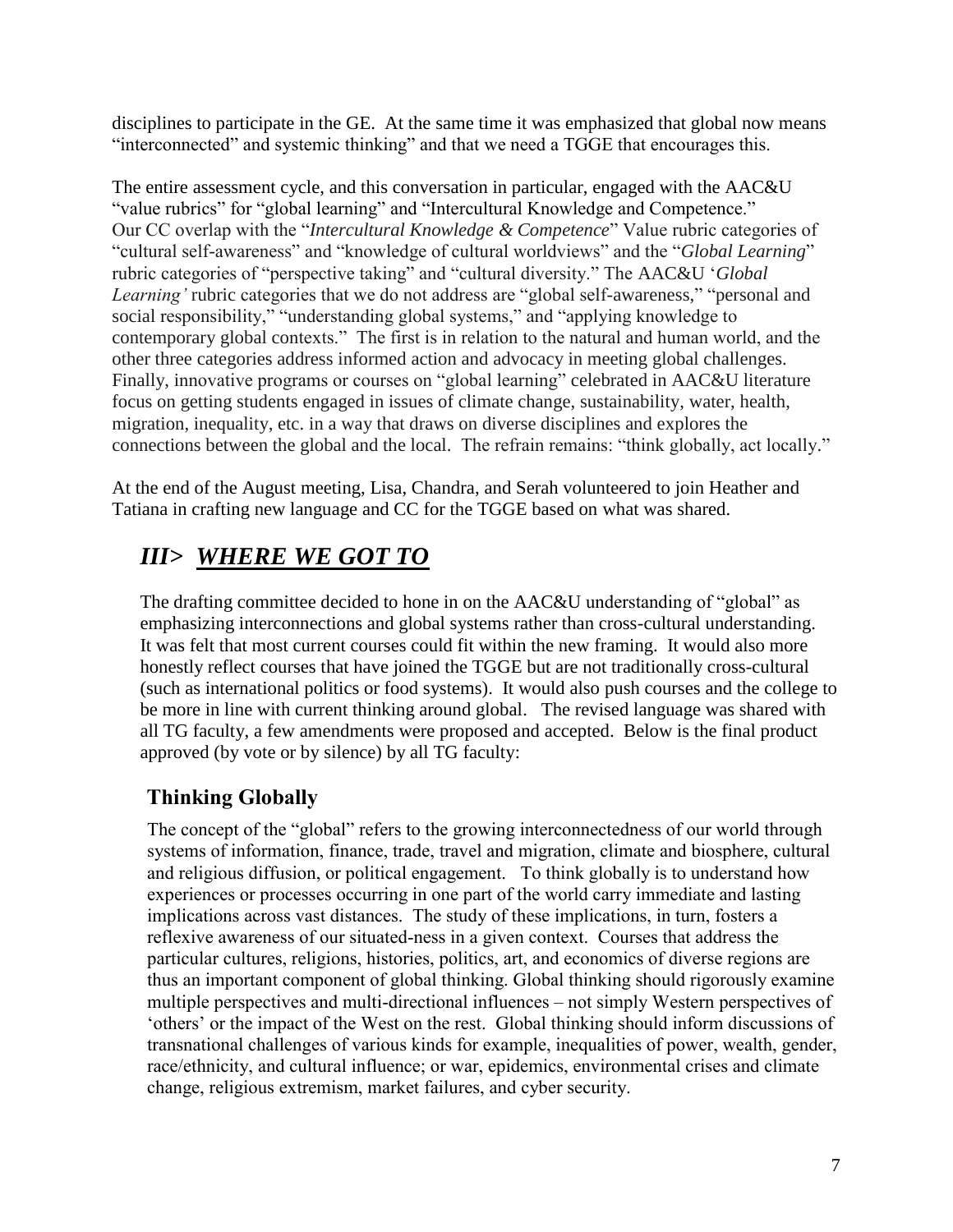disciplines to participate in the GE. At the same time it was emphasized that global now means "interconnected" and systemic thinking" and that we need a TGGE that encourages this.

The entire assessment cycle, and this conversation in particular, engaged with the AAC&U "value rubrics" for "global learning" and "Intercultural Knowledge and Competence." Our CC overlap with the "*Intercultural Knowledge & Competence*" Value rubric categories of "cultural self-awareness" and "knowledge of cultural worldviews" and the "*Global Learning*" rubric categories of "perspective taking" and "cultural diversity." The AAC&U '*Global Learning'* rubric categories that we do not address are "global self-awareness," "personal and social responsibility," "understanding global systems," and "applying knowledge to contemporary global contexts." The first is in relation to the natural and human world, and the other three categories address informed action and advocacy in meeting global challenges. Finally, innovative programs or courses on "global learning" celebrated in AAC&U literature focus on getting students engaged in issues of climate change, sustainability, water, health, migration, inequality, etc. in a way that draws on diverse disciplines and explores the connections between the global and the local. The refrain remains: "think globally, act locally."

At the end of the August meeting, Lisa, Chandra, and Serah volunteered to join Heather and Tatiana in crafting new language and CC for the TGGE based on what was shared.

## *III> WHERE WE GOT TO*

The drafting committee decided to hone in on the AAC&U understanding of "global" as emphasizing interconnections and global systems rather than cross-cultural understanding. It was felt that most current courses could fit within the new framing. It would also more honestly reflect courses that have joined the TGGE but are not traditionally cross-cultural (such as international politics or food systems). It would also push courses and the college to be more in line with current thinking around global. The revised language was shared with all TG faculty, a few amendments were proposed and accepted. Below is the final product approved (by vote or by silence) by all TG faculty:

### Thinking Globally

The concept of the "global" refers to the growing interconnectedness of our world through systems of information, finance, trade, travel and migration, climate and biosphere, cultural and religious diffusion, or political engagement. To think globally is to understand how experiences or processes occurring in one part of the world carry immediate and lasting implications across vast distances. The study of these implications, in turn, fosters a reflexive awareness of our situated-ness in a given context. Courses that address the particular cultures, religions, histories, politics, art, and economics of diverse regions are thus an important component of global thinking. Global thinking should rigorously examine multiple perspectives and multi-directional influences – not simply Western perspectives of 'others' or the impact of the West on the rest. Global thinking should inform discussions of transnational challenges of various kinds for example, inequalities of power, wealth, gender, race/ethnicity, and cultural influence; or war, epidemics, environmental crises and climate change, religious extremism, market failures, and cyber security.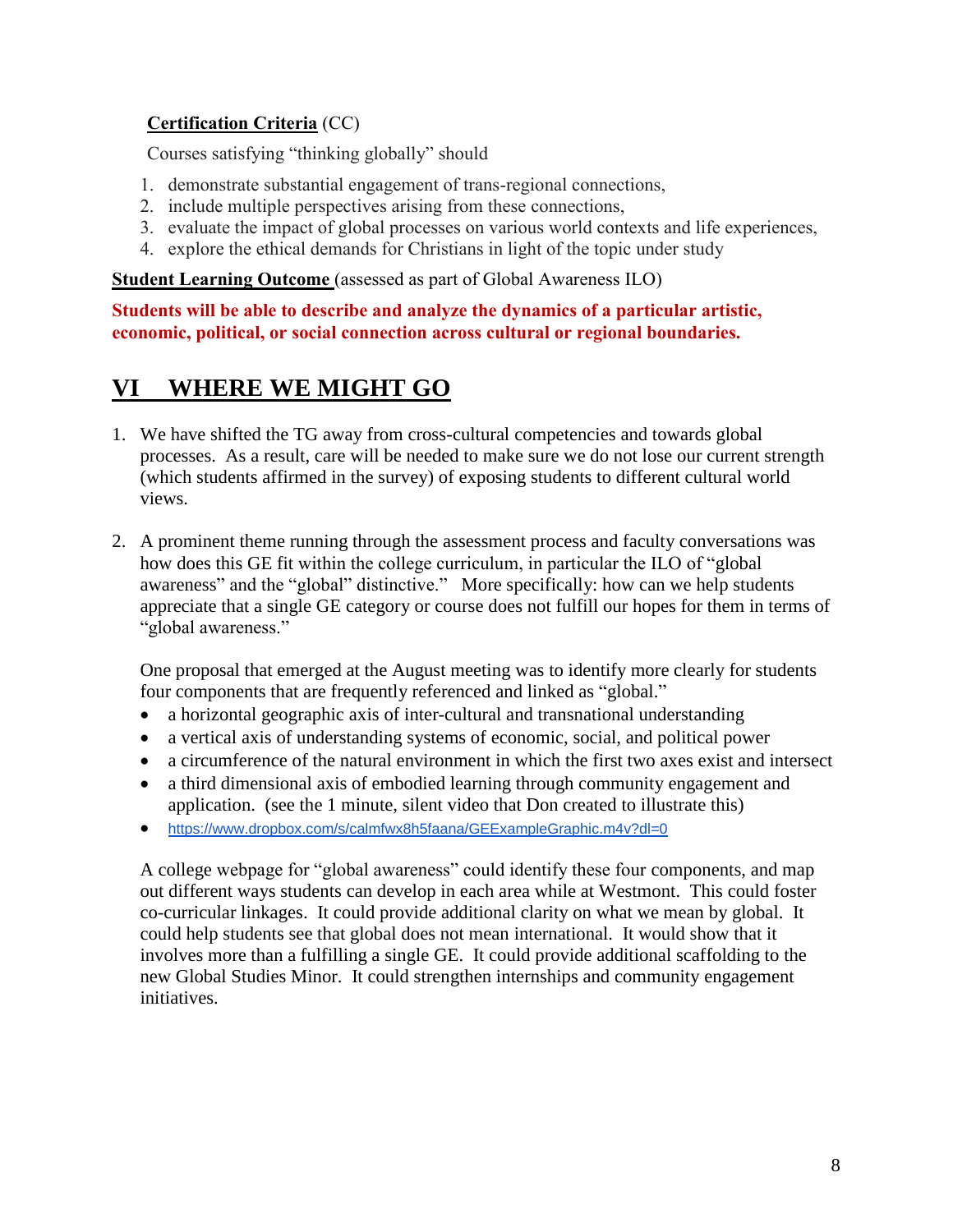**Certification Criteria** (CC)

Courses satisfying "thinking globally" should

1. demonstrate substantial engagement of trans-regional connections,
2. include multiple perspectives arising from these connections,
3. evaluate the impact of global processes on various world contexts and life experiences,
4. explore the ethical demands for Christians in light of the topic under study

**Student Learning Outcome** (assessed as part of Global Awareness ILO)

**Students will be able to describe and analyze the dynamics of a particular artistic, economic, political, or social connection across cultural or regional boundaries.**

# VI WHERE WE MIGHT GO

1. We have shifted the TG away from cross-cultural competencies and towards global processes. As a result, care will be needed to make sure we do not lose our current strength (which students affirmed in the survey) of exposing students to different cultural world views.

2. A prominent theme running through the assessment process and faculty conversations was how does this GE fit within the college curriculum, in particular the ILO of "global awareness" and the "global" distinctive." More specifically: how can we help students appreciate that a single GE category or course does not fulfill our hopes for them in terms of "global awareness."

   One proposal that emerged at the August meeting was to identify more clearly for students four components that are frequently referenced and linked as "global."

   - a horizontal geographic axis of inter-cultural and transnational understanding
   - a vertical axis of understanding systems of economic, social, and political power
   - a circumference of the natural environment in which the first two axes exist and intersect
   - a third dimensional axis of embodied learning through community engagement and application. (see the 1 minute, silent video that Don created to illustrate this)
   - https://www.dropbox.com/s/calmfwx8h5faana/GEExampleGraphic.m4v?dl=0

   A college webpage for "global awareness" could identify these four components, and map out different ways students can develop in each area while at Westmont. This could foster co-curricular linkages. It could provide additional clarity on what we mean by global. It could help students see that global does not mean international. It would show that it involves more than a fulfilling a single GE. It could provide additional scaffolding to the new Global Studies Minor. It could strengthen internships and community engagement initiatives.